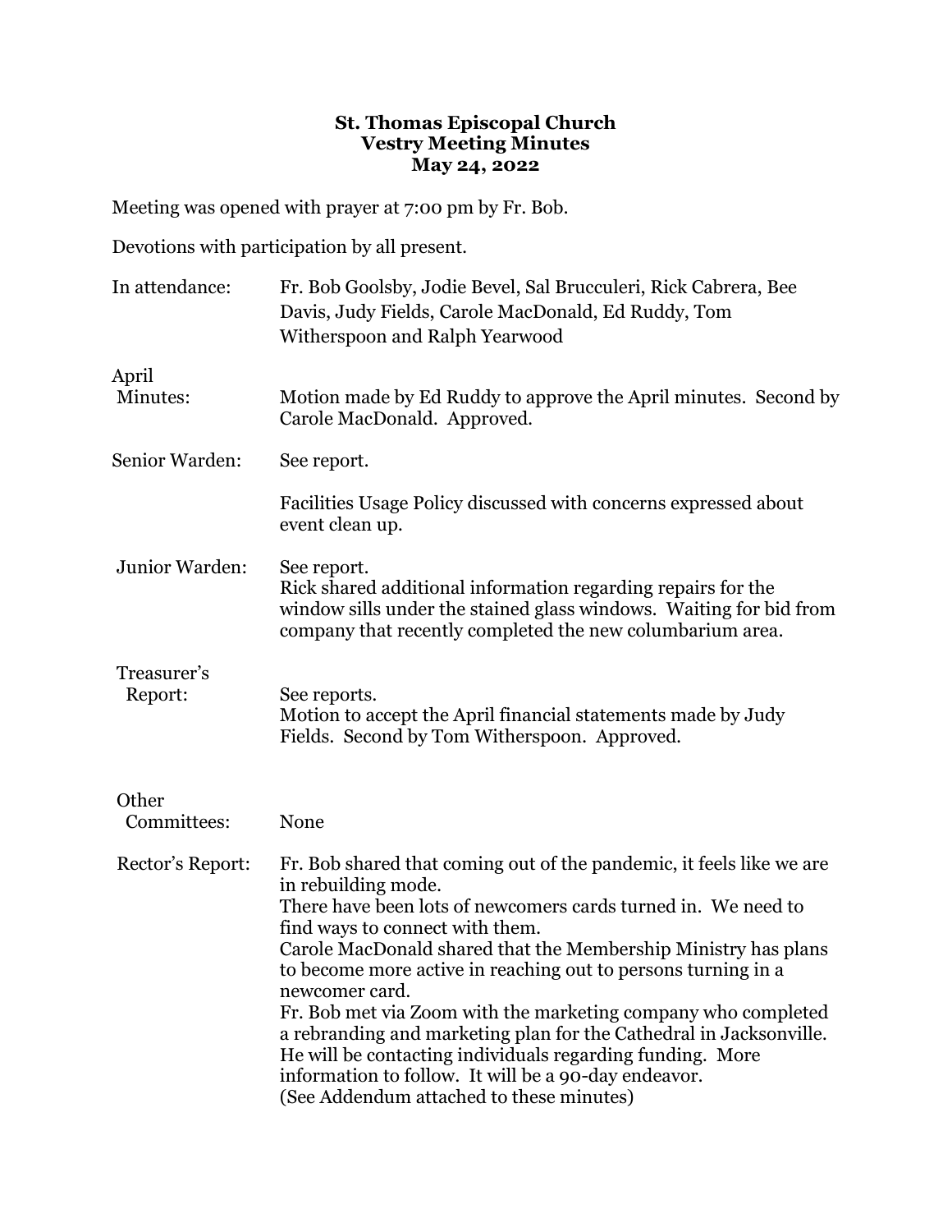# St. Thomas Episcopal Church
## Vestry Meeting Minutes
## May 24, 2022

Meeting was opened with prayer at 7:00 pm by Fr. Bob.

Devotions with participation by all present.

| | |
|---|---|
| In attendance: | Fr. Bob Goolsby, Jodie Bevel, Sal Brucculeri, Rick Cabrera, Bee Davis, Judy Fields, Carole MacDonald, Ed Ruddy, Tom Witherspoon and Ralph Yearwood |
| April Minutes: | Motion made by Ed Ruddy to approve the April minutes. Second by Carole MacDonald. Approved. |
| Senior Warden: | See report.<br><br>Facilities Usage Policy discussed with concerns expressed about event clean up. |
| Junior Warden: | See report.<br>Rick shared additional information regarding repairs for the window sills under the stained glass windows. Waiting for bid from company that recently completed the new columbarium area. |
| Treasurer's Report: | See reports.<br>Motion to accept the April financial statements made by Judy Fields. Second by Tom Witherspoon. Approved. |
| Other Committees: | None |
| Rector's Report: | Fr. Bob shared that coming out of the pandemic, it feels like we are in rebuilding mode.<br>There have been lots of newcomers cards turned in. We need to find ways to connect with them.<br>Carole MacDonald shared that the Membership Ministry has plans to become more active in reaching out to persons turning in a newcomer card.<br>Fr. Bob met via Zoom with the marketing company who completed a rebranding and marketing plan for the Cathedral in Jacksonville. He will be contacting individuals regarding funding. More information to follow. It will be a 90-day endeavor.<br>(See Addendum attached to these minutes) |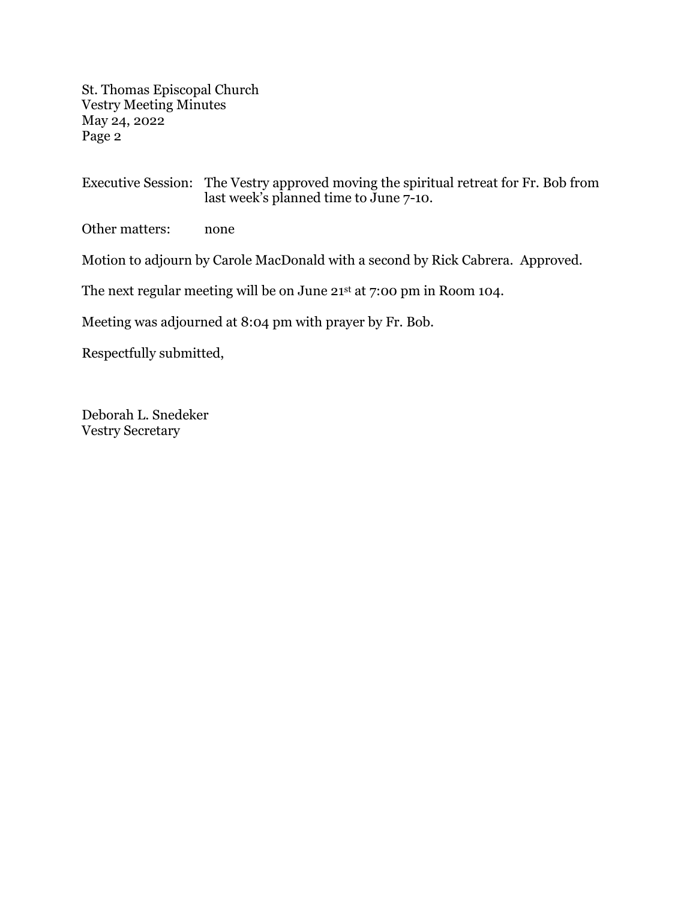Executive Session: The Vestry approved moving the spiritual retreat for Fr. Bob from last week's planned time to June 7-10.

Other matters: none

Motion to adjourn by Carole MacDonald with a second by Rick Cabrera. Approved.

The next regular meeting will be on June 21st at 7:00 pm in Room 104.

Meeting was adjourned at 8:04 pm with prayer by Fr. Bob.

Respectfully submitted,

Deborah L. Snedeker
Vestry Secretary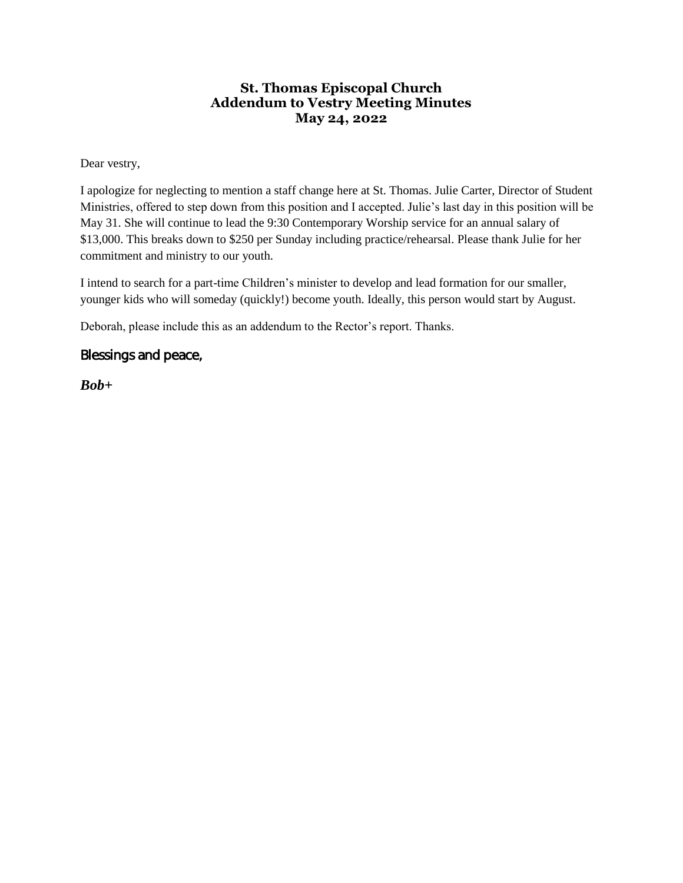# St. Thomas Episcopal Church
## Addendum to Vestry Meeting Minutes
## May 24, 2022

Dear vestry,

I apologize for neglecting to mention a staff change here at St. Thomas. Julie Carter, Director of Student Ministries, offered to step down from this position and I accepted. Julie's last day in this position will be May 31. She will continue to lead the 9:30 Contemporary Worship service for an annual salary of $13,000. This breaks down to $250 per Sunday including practice/rehearsal. Please thank Julie for her commitment and ministry to our youth.

I intend to search for a part-time Children's minister to develop and lead formation for our smaller, younger kids who will someday (quickly!) become youth. Ideally, this person would start by August.

Deborah, please include this as an addendum to the Rector's report. Thanks.

Blessings and peace,

***Bob+***